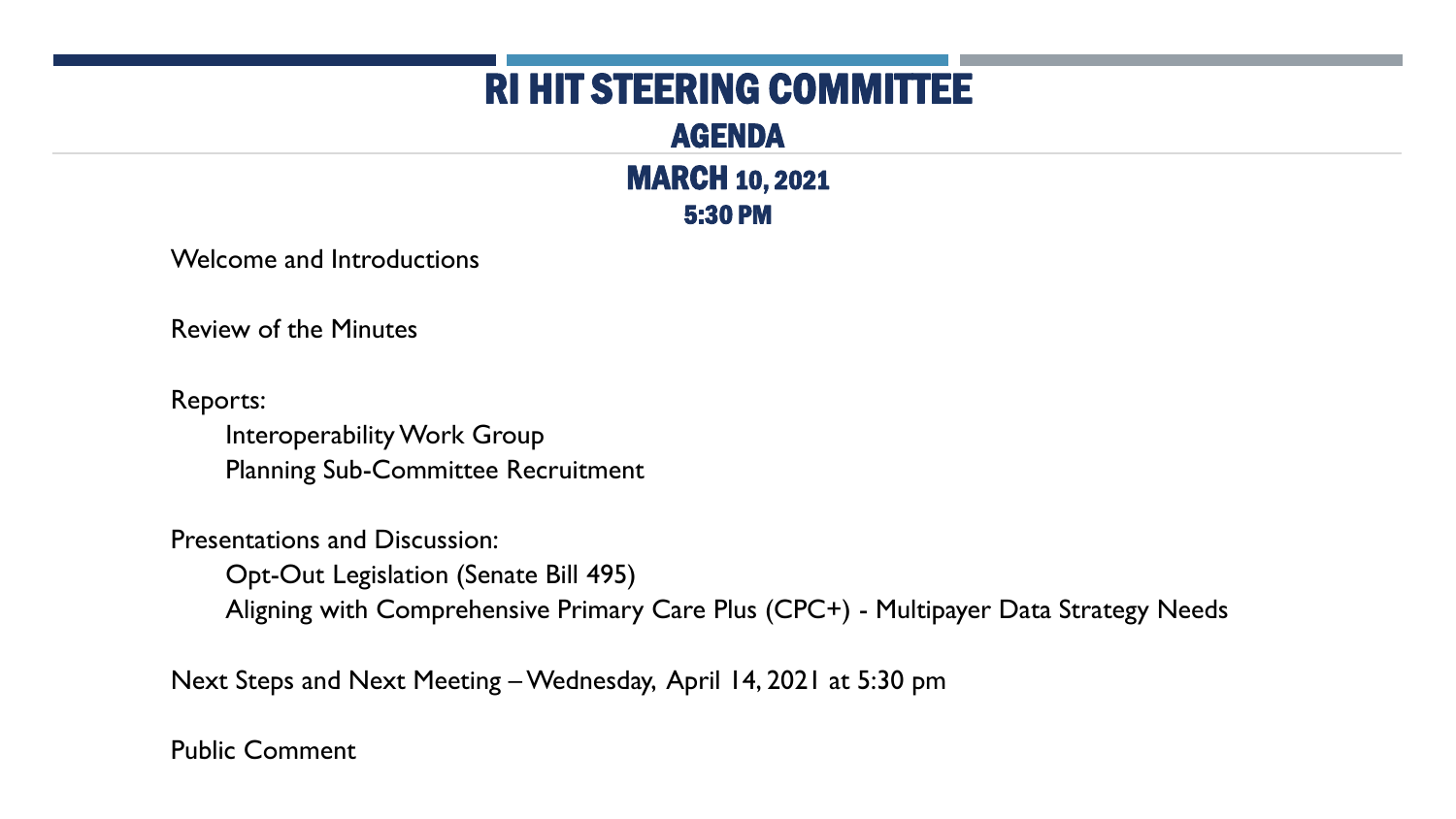# RI HIT STEERING COMMITTEE

## AGENDA

### MARCH 10, 2021

### 5:30 PM

Welcome and Introductions

Review of the Minutes

Reports:

- Interoperability Work Group
- Planning Sub-Committee Recruitment

Presentations and Discussion:

- Opt-Out Legislation (Senate Bill 495)
- Aligning with Comprehensive Primary Care Plus (CPC+) - Multipayer Data Strategy Needs

Next Steps and Next Meeting – Wednesday, April 14, 2021 at 5:30 pm

Public Comment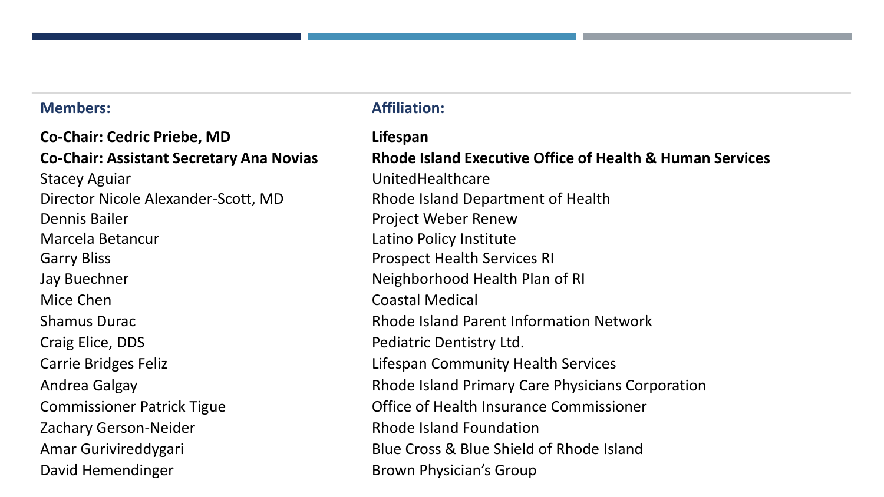| Members: | Affiliation: |
| --- | --- |
| **Co-Chair: Cedric Priebe, MD** | **Lifespan** |
| **Co-Chair: Assistant Secretary Ana Novias** | **Rhode Island Executive Office of Health & Human Services** |
| Stacey Aguiar | UnitedHealthcare |
| Director Nicole Alexander-Scott, MD | Rhode Island Department of Health |
| Dennis Bailer | Project Weber Renew |
| Marcela Betancur | Latino Policy Institute |
| Garry Bliss | Prospect Health Services RI |
| Jay Buechner | Neighborhood Health Plan of RI |
| Mice Chen | Coastal Medical |
| Shamus Durac | Rhode Island Parent Information Network |
| Craig Elice, DDS | Pediatric Dentistry Ltd. |
| Carrie Bridges Feliz | Lifespan Community Health Services |
| Andrea Galgay | Rhode Island Primary Care Physicians Corporation |
| Commissioner Patrick Tigue | Office of Health Insurance Commissioner |
| Zachary Gerson-Neider | Rhode Island Foundation |
| Amar Gurivireddygari | Blue Cross & Blue Shield of Rhode Island |
| David Hemendinger | Brown Physician's Group |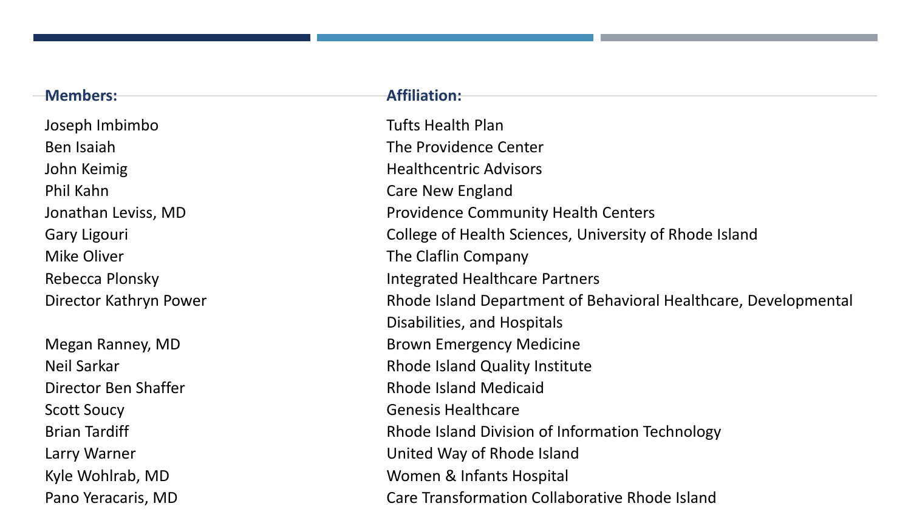| Members: | Affiliation: |
| --- | --- |
| Joseph Imbimbo | Tufts Health Plan |
| Ben Isaiah | The Providence Center |
| John Keimig | Healthcentric Advisors |
| Phil Kahn | Care New England |
| Jonathan Leviss, MD | Providence Community Health Centers |
| Gary Ligouri | College of Health Sciences, University of Rhode Island |
| Mike Oliver | The Claflin Company |
| Rebecca Plonsky | Integrated Healthcare Partners |
| Director Kathryn Power | Rhode Island Department of Behavioral Healthcare, Developmental Disabilities, and Hospitals |
| Megan Ranney, MD | Brown Emergency Medicine |
| Neil Sarkar | Rhode Island Quality Institute |
| Director Ben Shaffer | Rhode Island Medicaid |
| Scott Soucy | Genesis Healthcare |
| Brian Tardiff | Rhode Island Division of Information Technology |
| Larry Warner | United Way of Rhode Island |
| Kyle Wohlrab, MD | Women & Infants Hospital |
| Pano Yeracaris, MD | Care Transformation Collaborative Rhode Island |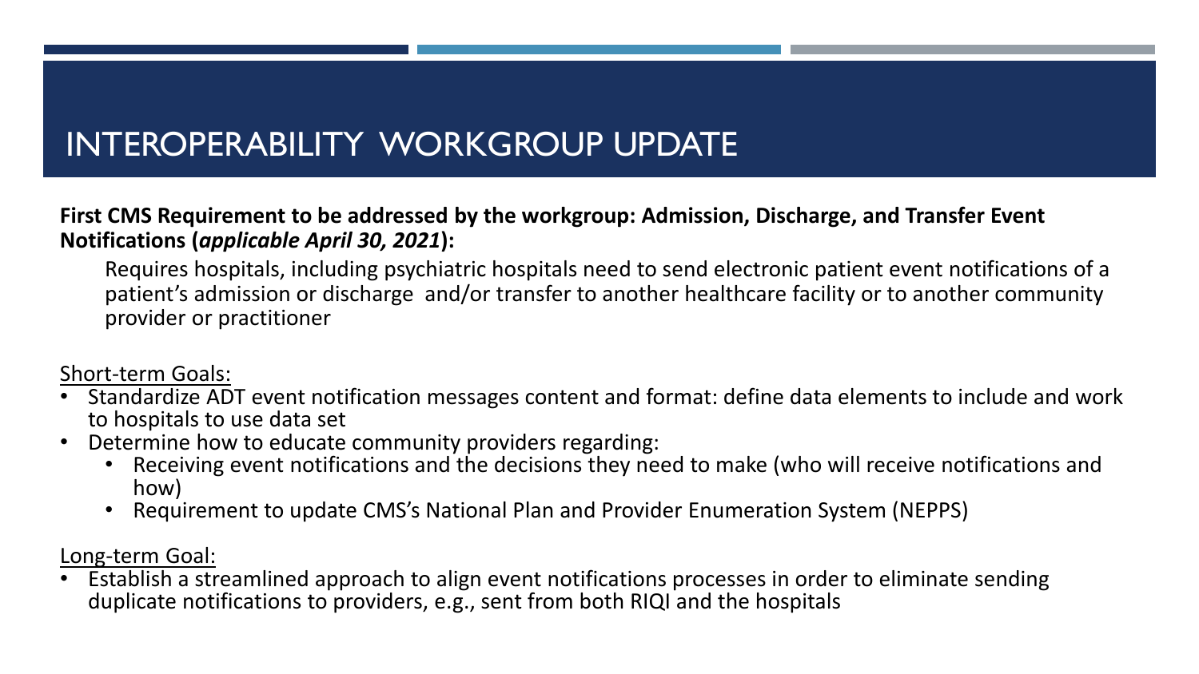# INTEROPERABILITY WORKGROUP UPDATE

**First CMS Requirement to be addressed by the workgroup: Admission, Discharge, and Transfer Event Notifications (*applicable April 30, 2021*):**

Requires hospitals, including psychiatric hospitals need to send electronic patient event notifications of a patient's admission or discharge and/or transfer to another healthcare facility or to another community provider or practitioner

<u>Short-term Goals:</u>

- Standardize ADT event notification messages content and format: define data elements to include and work to hospitals to use data set
- Determine how to educate community providers regarding:
  - Receiving event notifications and the decisions they need to make (who will receive notifications and how)
  - Requirement to update CMS's National Plan and Provider Enumeration System (NEPPS)

<u>Long-term Goal:</u>

- Establish a streamlined approach to align event notifications processes in order to eliminate sending duplicate notifications to providers, e.g., sent from both RIQI and the hospitals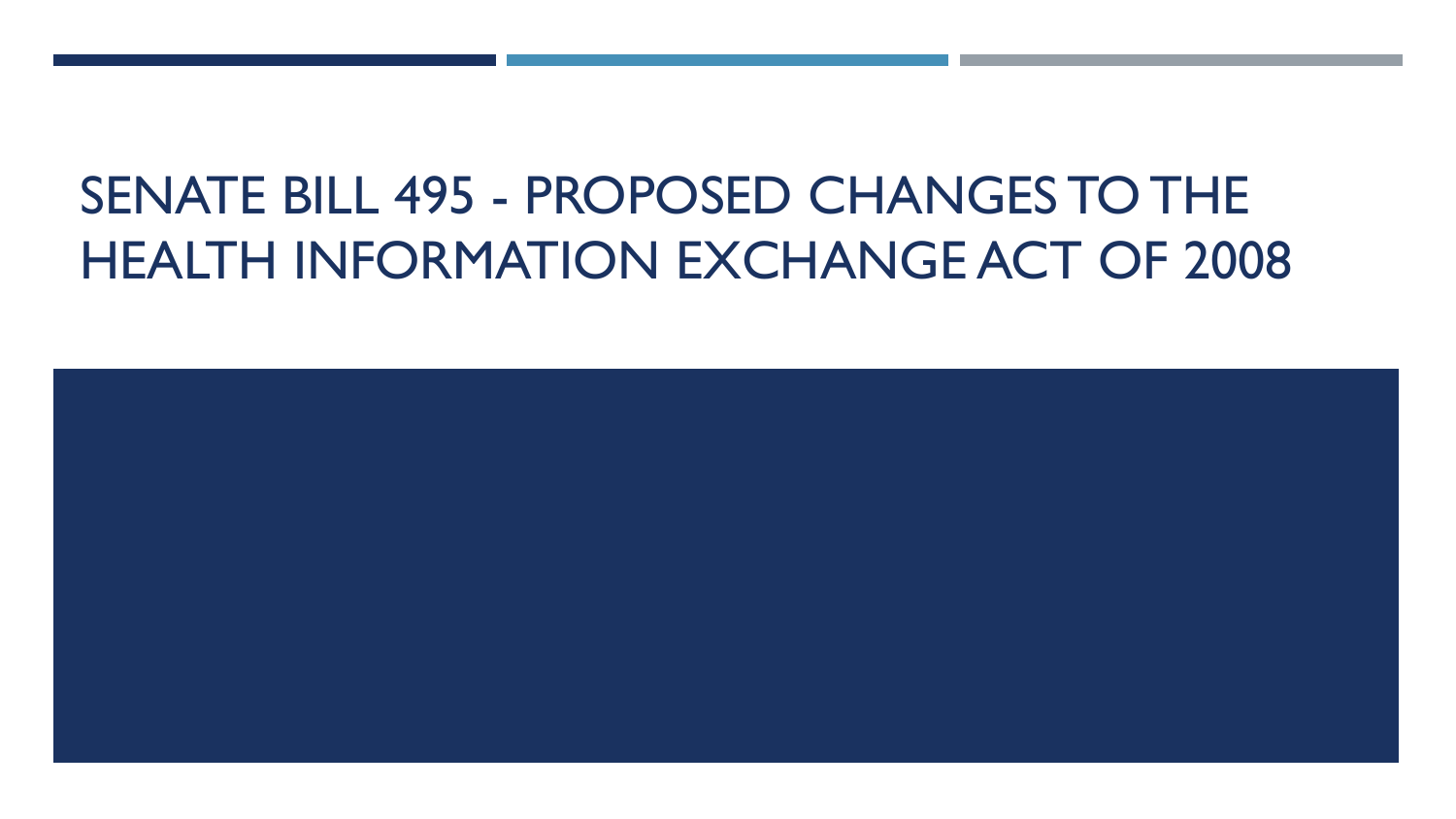# SENATE BILL 495 - PROPOSED CHANGES TO THE HEALTH INFORMATION EXCHANGE ACT OF 2008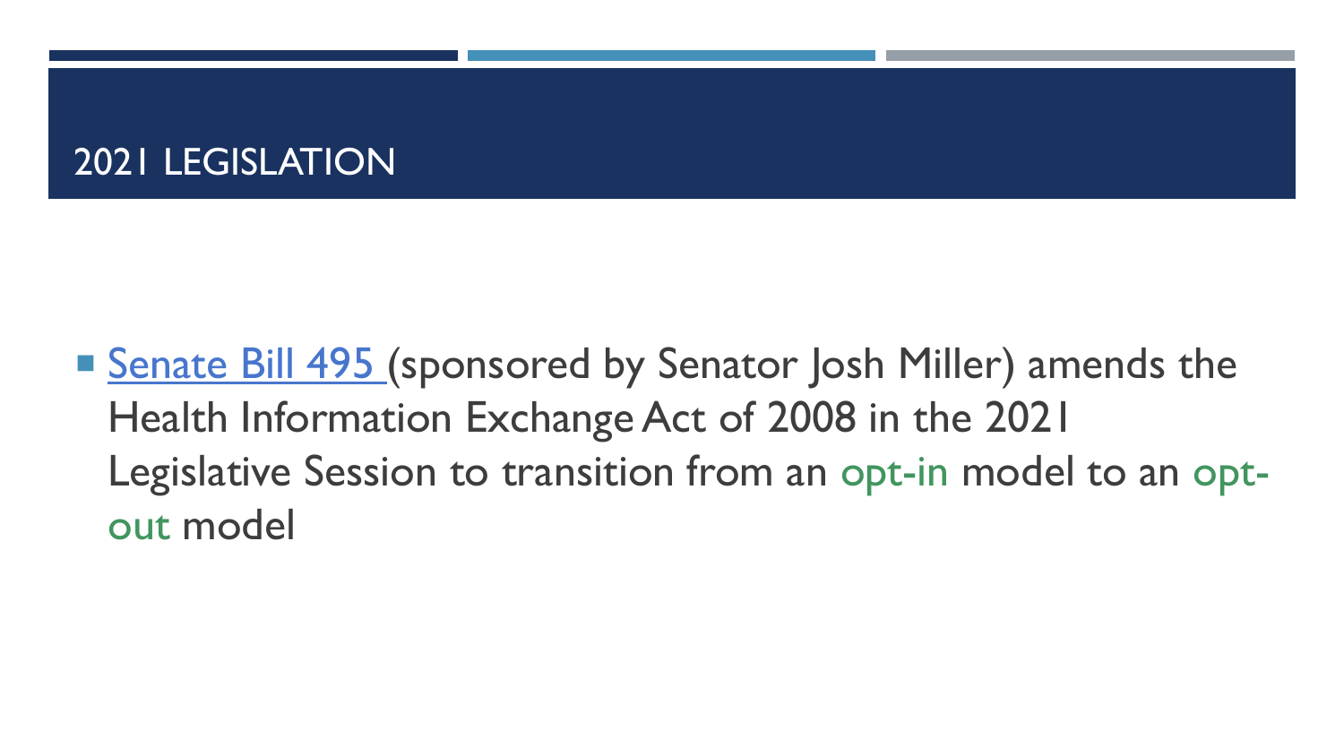## 2021 LEGISLATION

- Senate Bill 495 (sponsored by Senator Josh Miller) amends the Health Information Exchange Act of 2008 in the 2021 Legislative Session to transition from an opt-in model to an opt-out model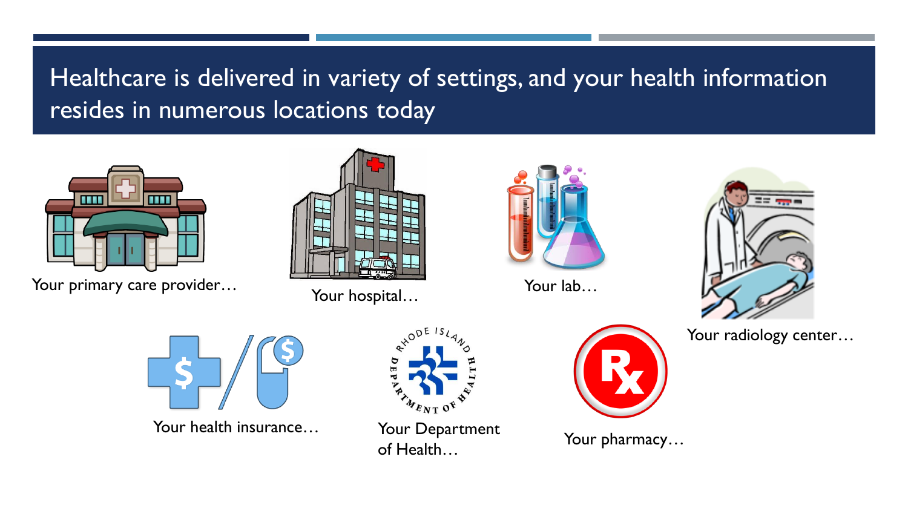# Healthcare is delivered in variety of settings, and your health information resides in numerous locations today

Your primary care provider…

Your hospital…

Your lab…

Your radiology center…

Your health insurance…

Your Department of Health…

Your pharmacy…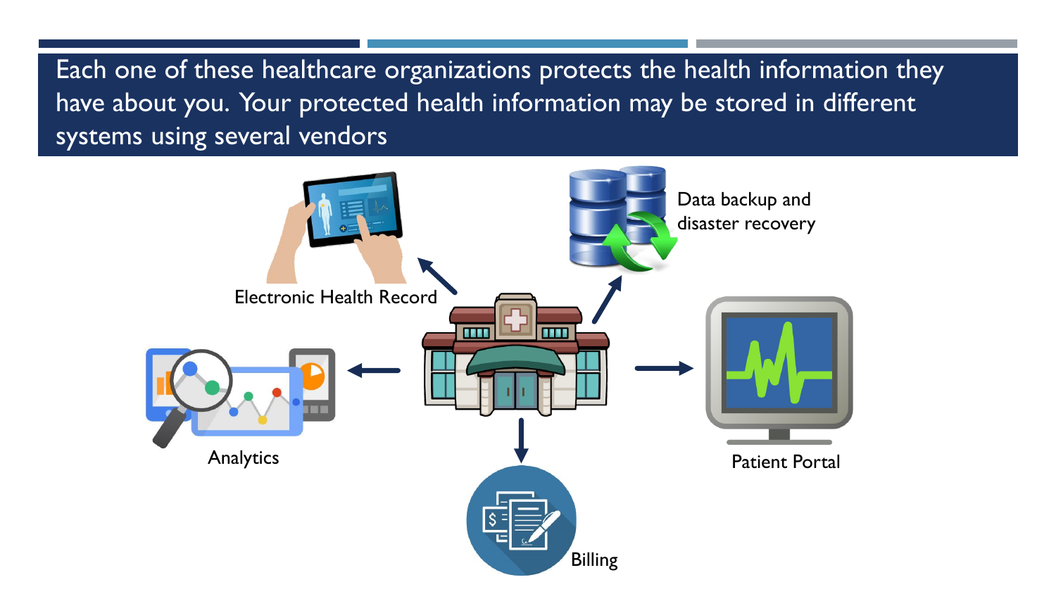Each one of these healthcare organizations protects the health information they have about you. Your protected health information may be stored in different systems using several vendors

Electronic Health Record

Data backup and disaster recovery

Analytics

Patient Portal

Billing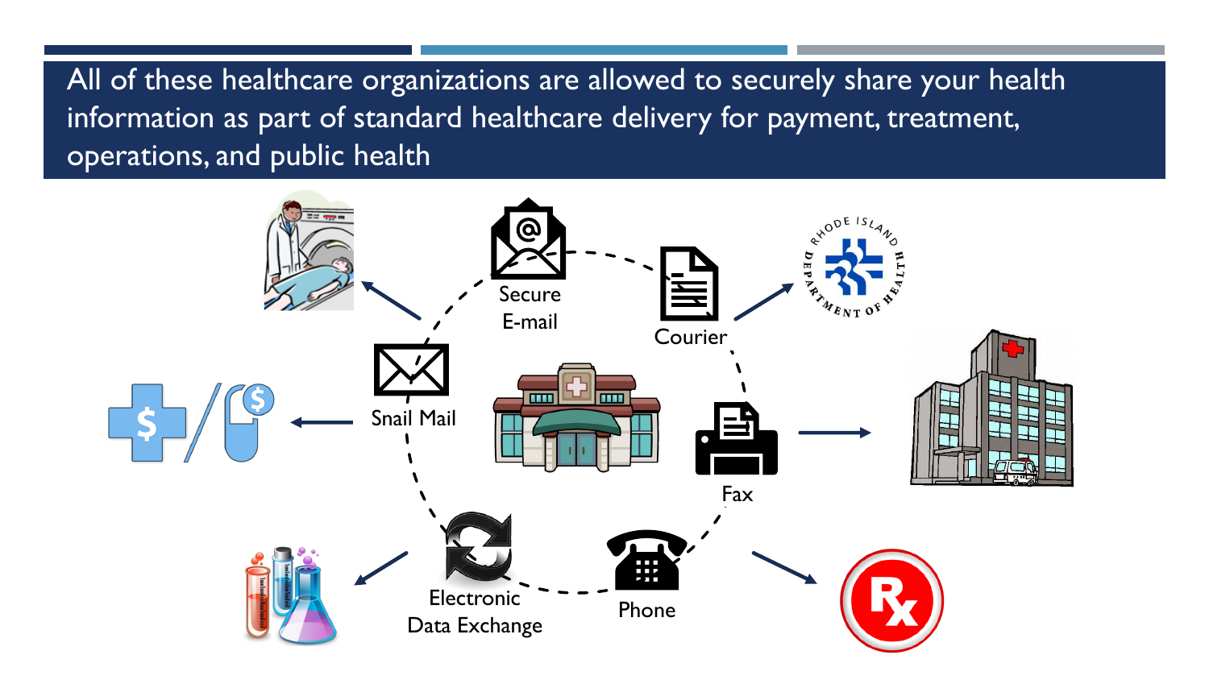All of these healthcare organizations are allowed to securely share your health information as part of standard healthcare delivery for payment, treatment, operations, and public health

Secure E-mail

Courier

Snail Mail

Fax

Electronic Data Exchange

Phone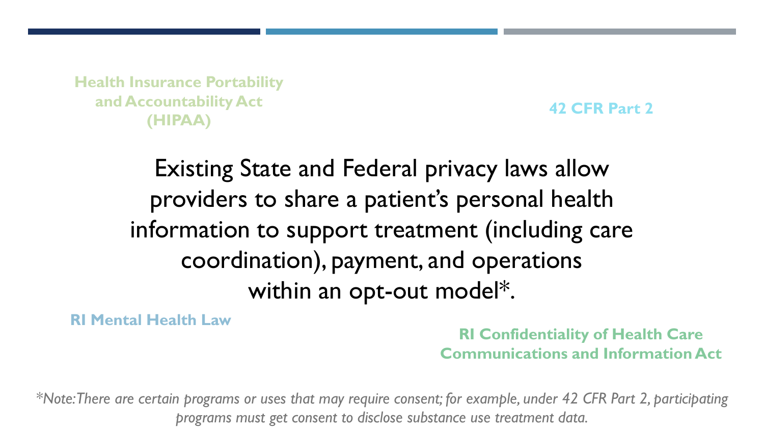**Health Insurance Portability and Accountability Act (HIPAA)**

**42 CFR Part 2**

Existing State and Federal privacy laws allow providers to share a patient's personal health information to support treatment (including care coordination), payment, and operations within an opt-out model*.

**RI Mental Health Law**

**RI Confidentiality of Health Care Communications and Information Act**

*\*Note: There are certain programs or uses that may require consent; for example, under 42 CFR Part 2, participating programs must get consent to disclose substance use treatment data.*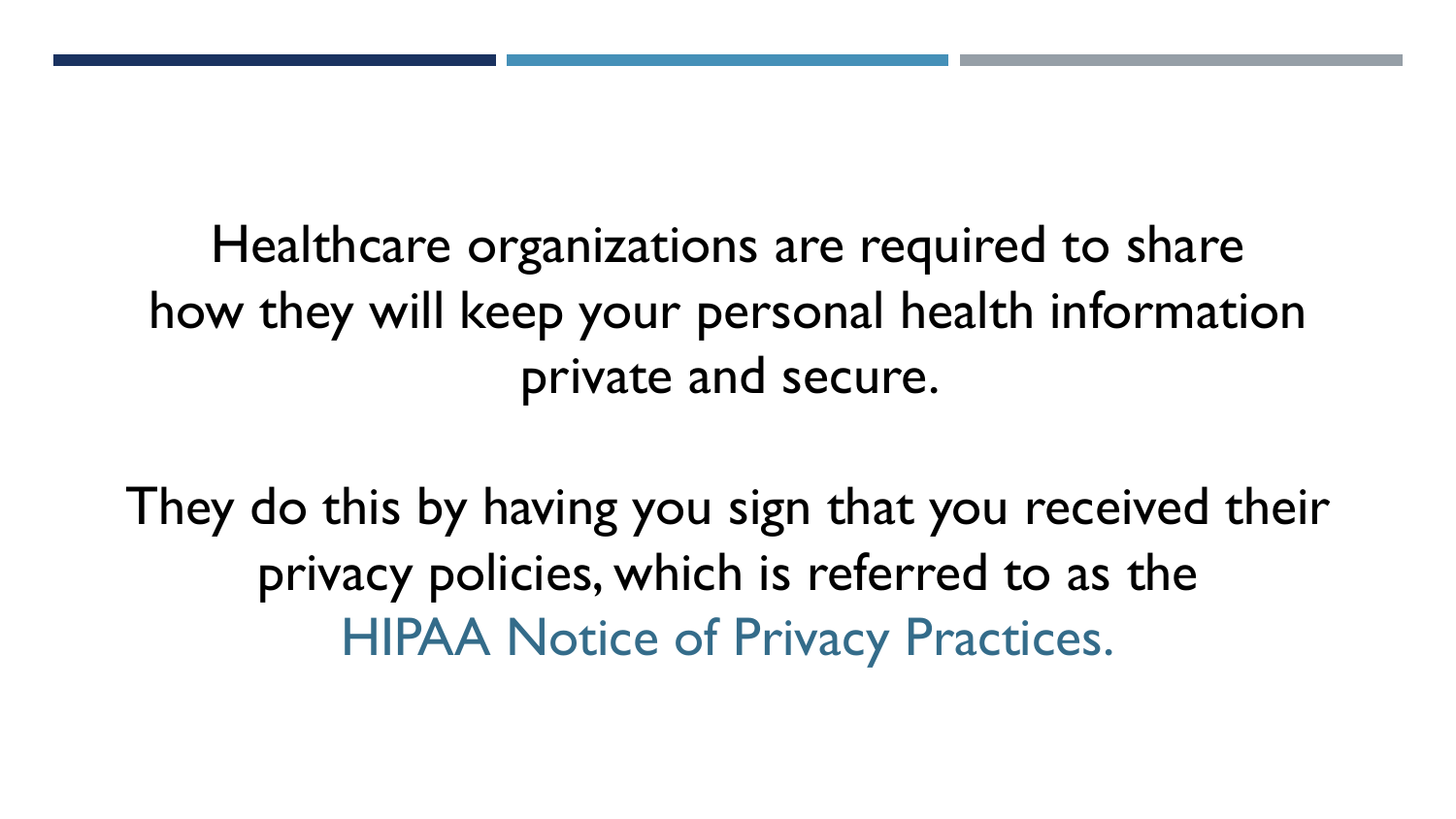Healthcare organizations are required to share how they will keep your personal health information private and secure.

They do this by having you sign that you received their privacy policies, which is referred to as the HIPAA Notice of Privacy Practices.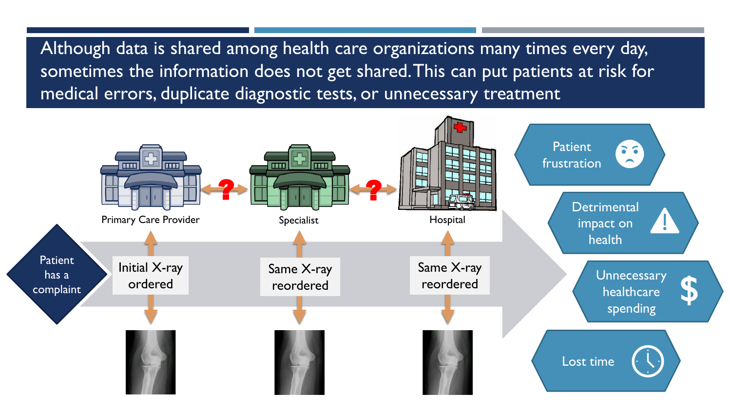Although data is shared among health care organizations many times every day, sometimes the information does not get shared. This can put patients at risk for medical errors, duplicate diagnostic tests, or unnecessary treatment

Primary Care Provider

Specialist

Hospital

Patient has a complaint

Initial X-ray ordered

Same X-ray reordered

Same X-ray reordered

Patient frustration

Detrimental impact on health

Unnecessary healthcare spending

Lost time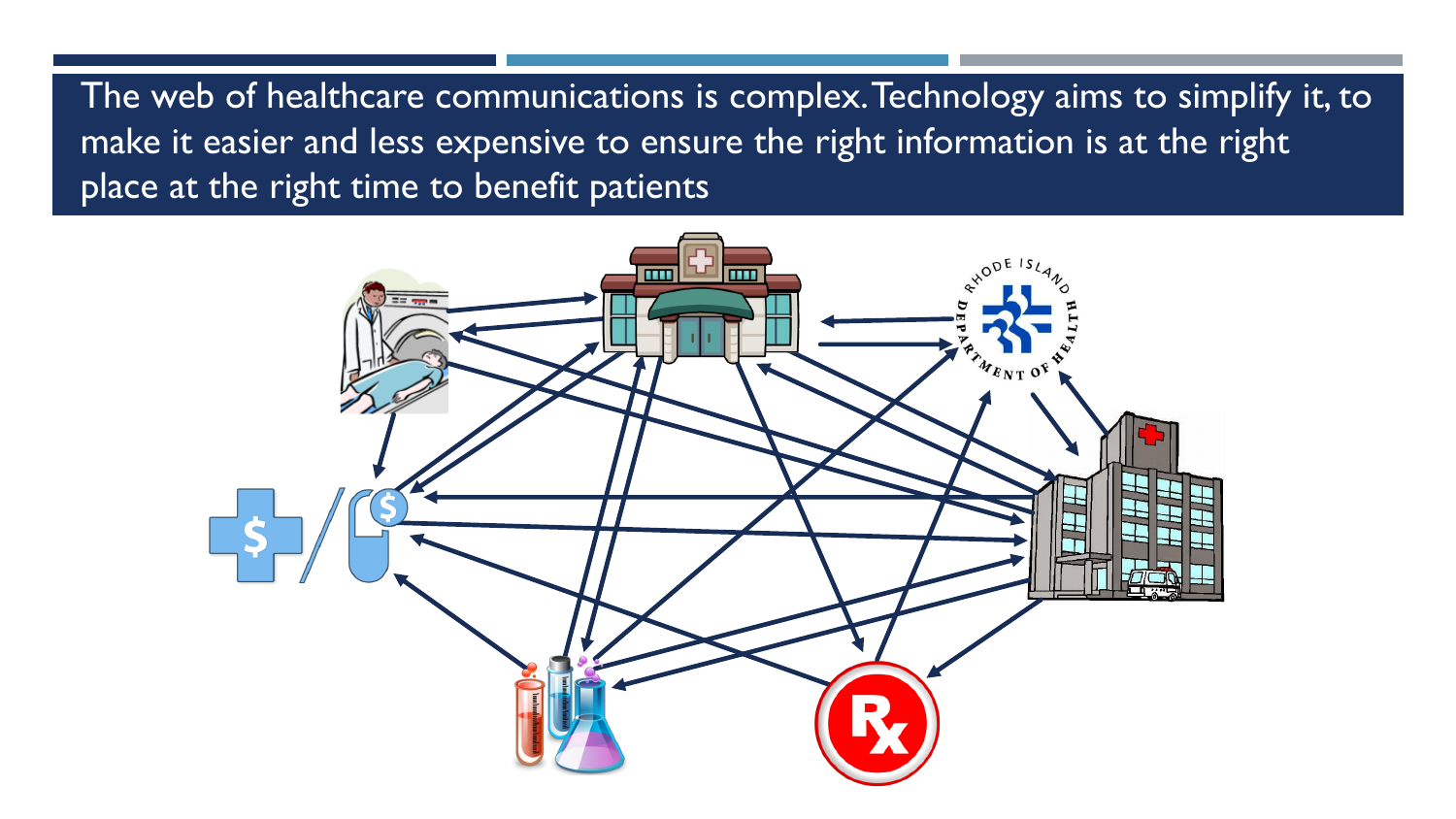The web of healthcare communications is complex. Technology aims to simplify it, to make it easier and less expensive to ensure the right information is at the right place at the right time to benefit patients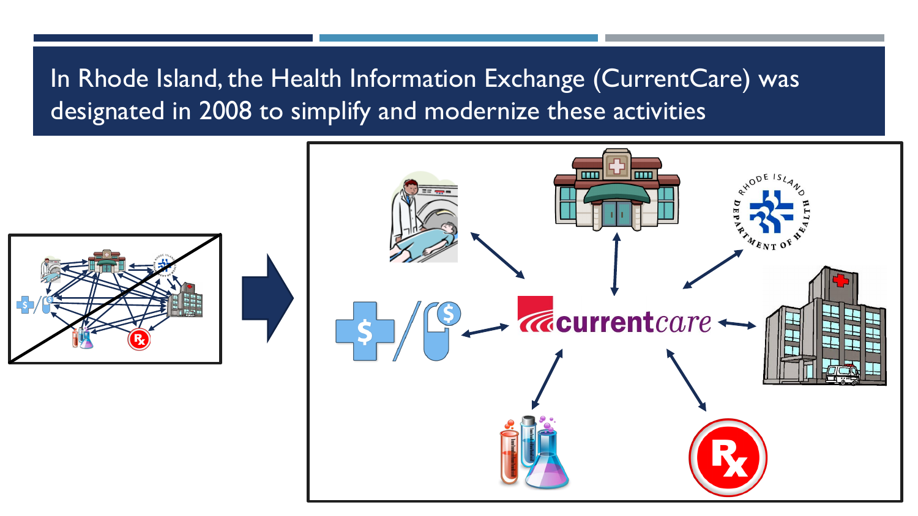# In Rhode Island, the Health Information Exchange (CurrentCare) was designated in 2008 to simplify and modernize these activities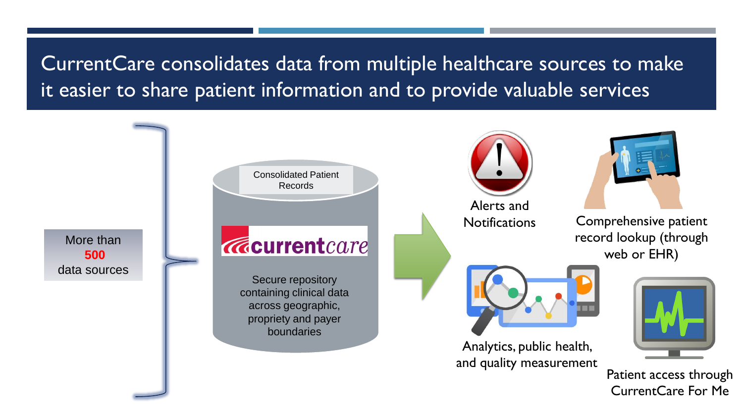# CurrentCare consolidates data from multiple healthcare sources to make it easier to share patient information and to provide valuable services

More than **500** data sources

Consolidated Patient Records

currentcare

Secure repository containing clinical data across geographic, propriety and payer boundaries

Alerts and Notifications

Comprehensive patient record lookup (through web or EHR)

Analytics, public health, and quality measurement

Patient access through CurrentCare For Me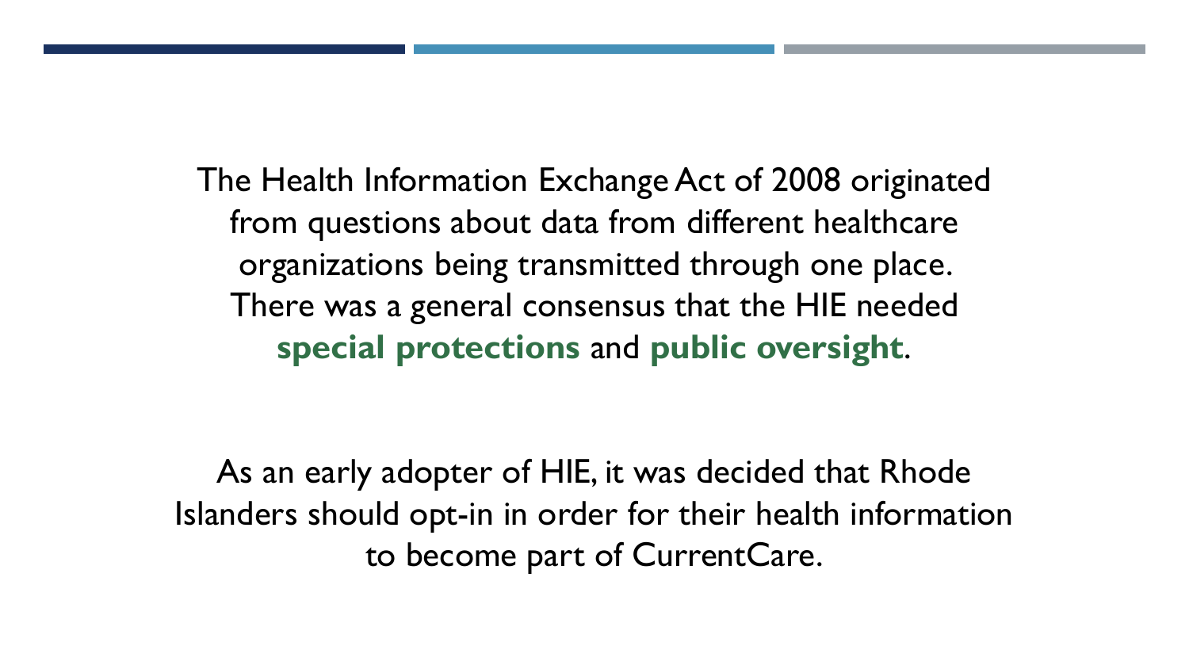The Health Information Exchange Act of 2008 originated from questions about data from different healthcare organizations being transmitted through one place. There was a general consensus that the HIE needed **special protections** and **public oversight**.

As an early adopter of HIE, it was decided that Rhode Islanders should opt-in in order for their health information to become part of CurrentCare.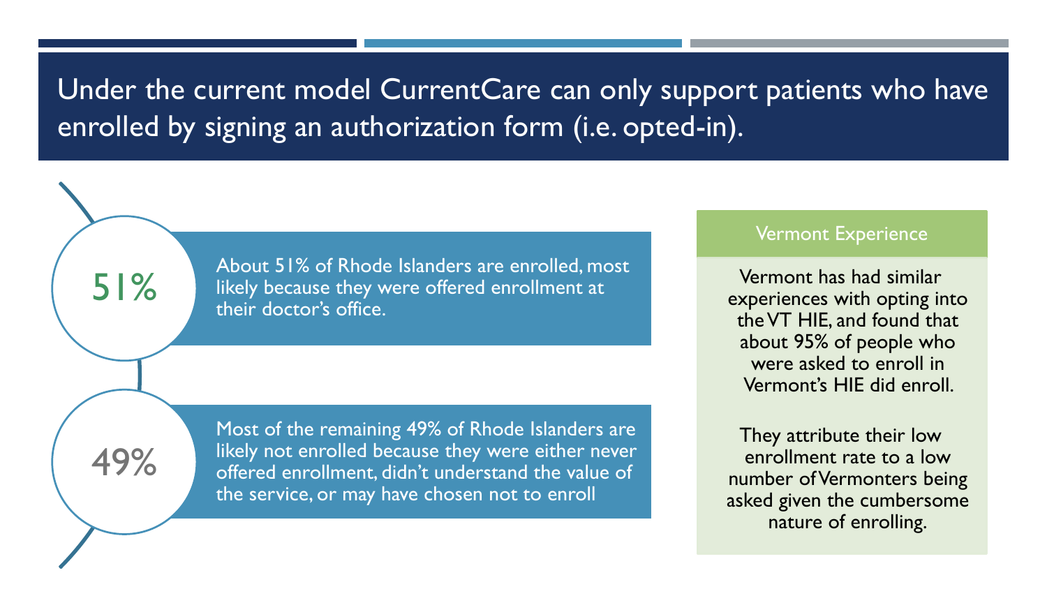# Under the current model CurrentCare can only support patients who have enrolled by signing an authorization form (i.e. opted-in).

**51%**

About 51% of Rhode Islanders are enrolled, most likely because they were offered enrollment at their doctor's office.

**49%**

Most of the remaining 49% of Rhode Islanders are likely not enrolled because they were either never offered enrollment, didn't understand the value of the service, or may have chosen not to enroll

## Vermont Experience

Vermont has had similar experiences with opting into the VT HIE, and found that about 95% of people who were asked to enroll in Vermont's HIE did enroll.

They attribute their low enrollment rate to a low number of Vermonters being asked given the cumbersome nature of enrolling.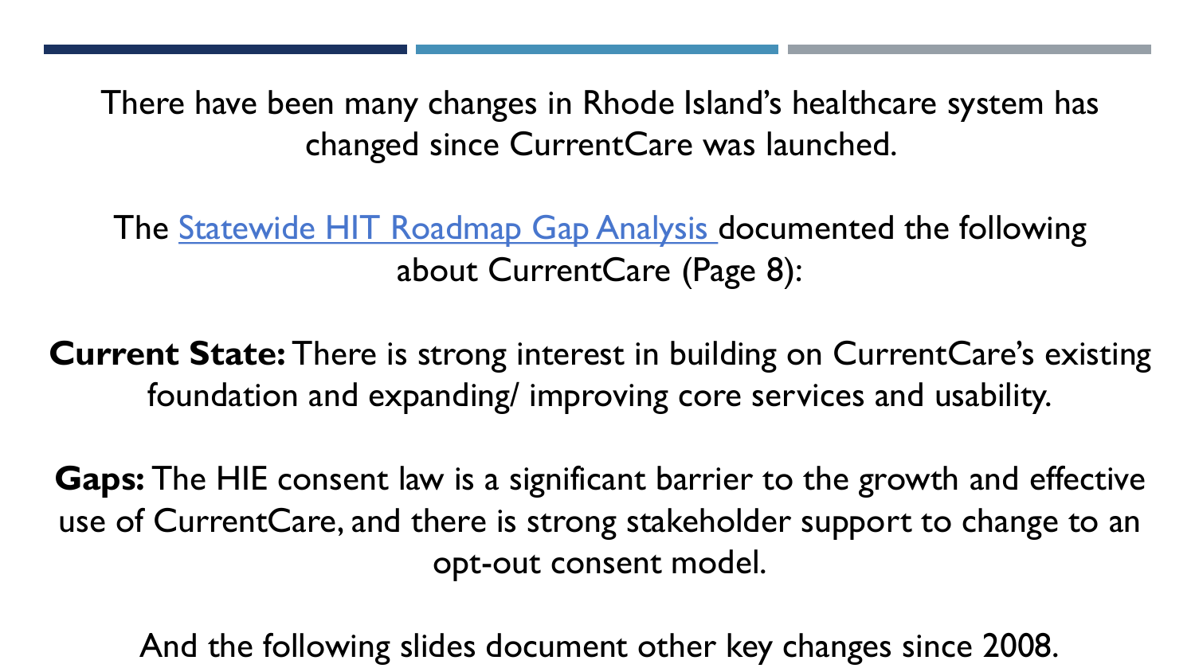There have been many changes in Rhode Island's healthcare system has changed since CurrentCare was launched.

The Statewide HIT Roadmap Gap Analysis documented the following about CurrentCare (Page 8):

**Current State:** There is strong interest in building on CurrentCare's existing foundation and expanding/ improving core services and usability.

**Gaps:** The HIE consent law is a significant barrier to the growth and effective use of CurrentCare, and there is strong stakeholder support to change to an opt-out consent model.

And the following slides document other key changes since 2008.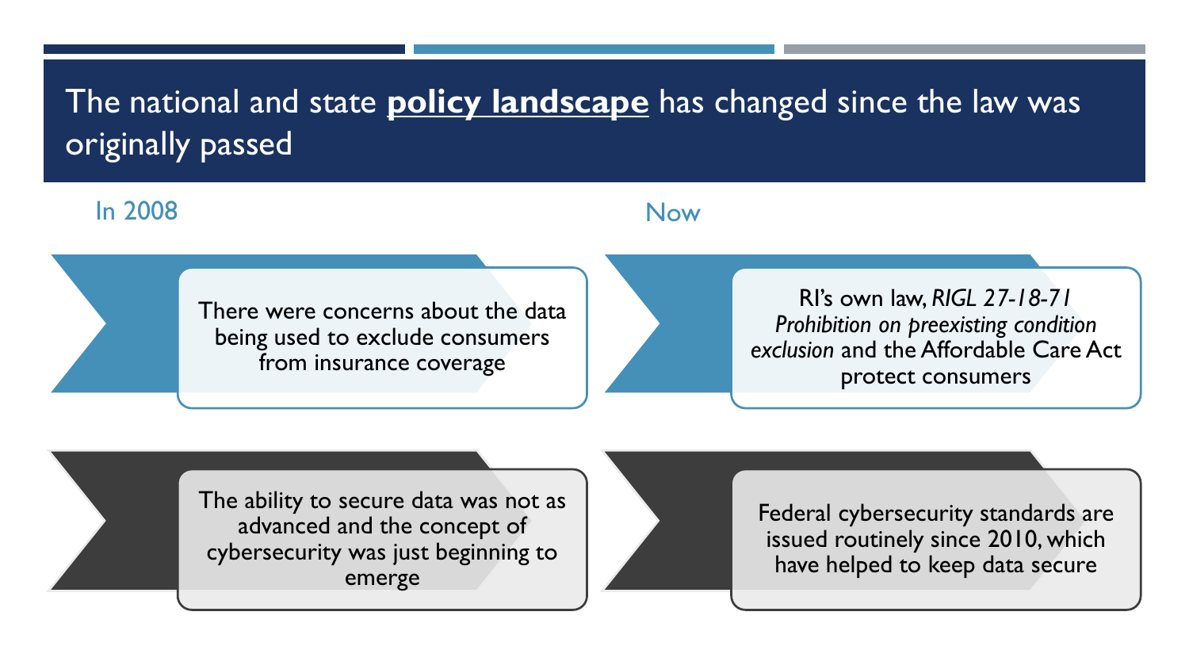# The national and state **policy landscape** has changed since the law was originally passed

| In 2008 | Now |
| --- | --- |
| There were concerns about the data being used to exclude consumers from insurance coverage | RI's own law, *RIGL 27-18-71 Prohibition on preexisting condition exclusion* and the Affordable Care Act protect consumers |
| The ability to secure data was not as advanced and the concept of cybersecurity was just beginning to emerge | Federal cybersecurity standards are issued routinely since 2010, which have helped to keep data secure |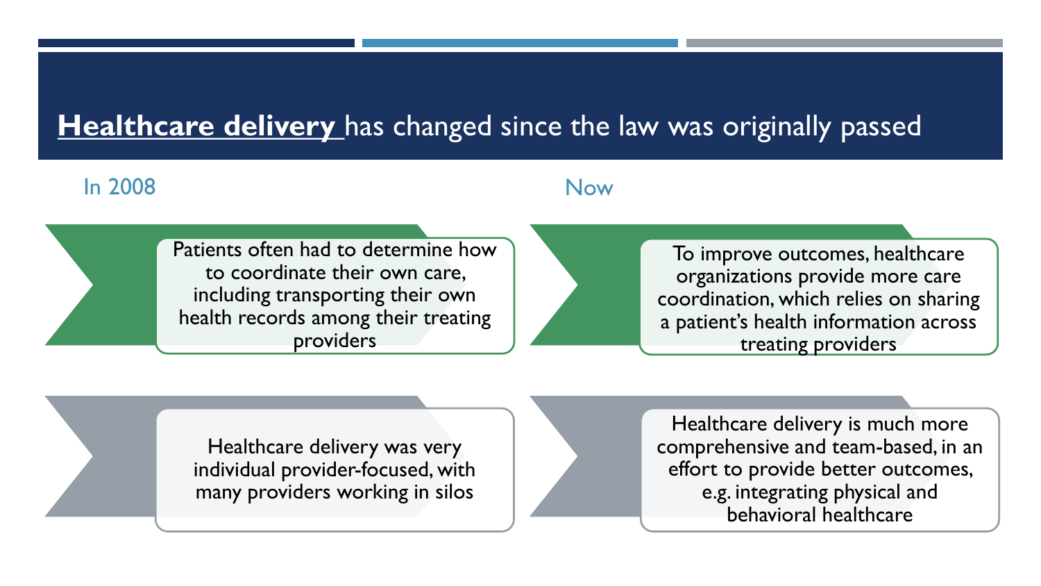# **<u>Healthcare delivery</u>** has changed since the law was originally passed

| In 2008 | Now |
| --- | --- |
| Patients often had to determine how to coordinate their own care, including transporting their own health records among their treating providers | To improve outcomes, healthcare organizations provide more care coordination, which relies on sharing a patient's health information across treating providers |
| Healthcare delivery was very individual provider-focused, with many providers working in silos | Healthcare delivery is much more comprehensive and team-based, in an effort to provide better outcomes, e.g. integrating physical and behavioral healthcare |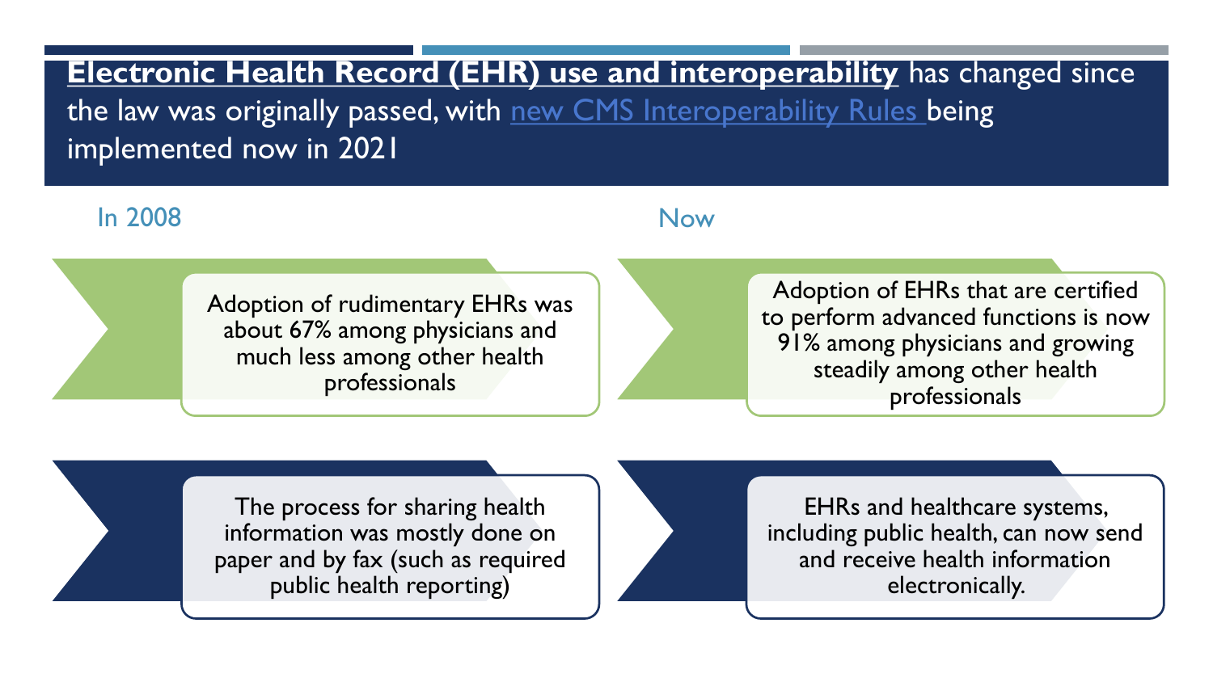# **Electronic Health Record (EHR) use and interoperability** has changed since the law was originally passed, with new CMS Interoperability Rules being implemented now in 2021

## In 2008

- Adoption of rudimentary EHRs was about 67% among physicians and much less among other health professionals
- The process for sharing health information was mostly done on paper and by fax (such as required public health reporting)

## Now

- Adoption of EHRs that are certified to perform advanced functions is now 91% among physicians and growing steadily among other health professionals
- EHRs and healthcare systems, including public health, can now send and receive health information electronically.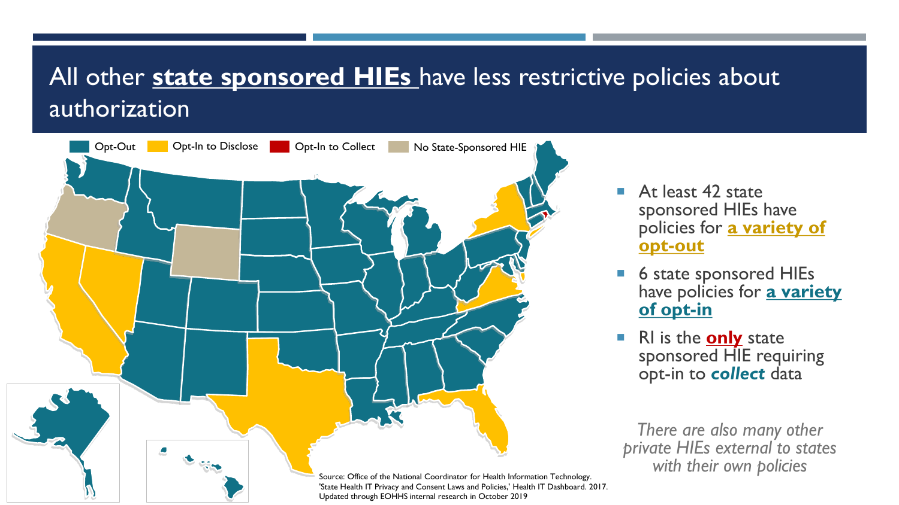# All other **state sponsored HIEs** have less restrictive policies about authorization

Opt-Out | Opt-In to Disclose | Opt-In to Collect | No State-Sponsored HIE

- At least 42 state sponsored HIEs have policies for **a variety of opt-out**
- 6 state sponsored HIEs have policies for **a variety of opt-in**
- RI is the **only** state sponsored HIE requiring opt-in to ***collect*** data

*There are also many other private HIEs external to states with their own policies*

Source: Office of the National Coordinator for Health Information Technology. 'State Health IT Privacy and Consent Laws and Policies,' Health IT Dashboard. 2017. Updated through EOHHS internal research in October 2019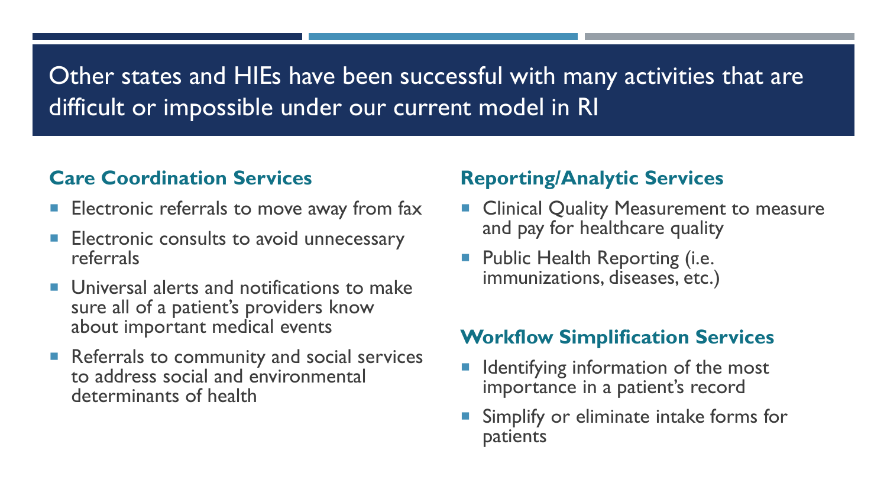# Other states and HIEs have been successful with many activities that are difficult or impossible under our current model in RI

## Care Coordination Services

- Electronic referrals to move away from fax
- Electronic consults to avoid unnecessary referrals
- Universal alerts and notifications to make sure all of a patient's providers know about important medical events
- Referrals to community and social services to address social and environmental determinants of health

## Reporting/Analytic Services

- Clinical Quality Measurement to measure and pay for healthcare quality
- Public Health Reporting (i.e. immunizations, diseases, etc.)

## Workflow Simplification Services

- Identifying information of the most importance in a patient's record
- Simplify or eliminate intake forms for patients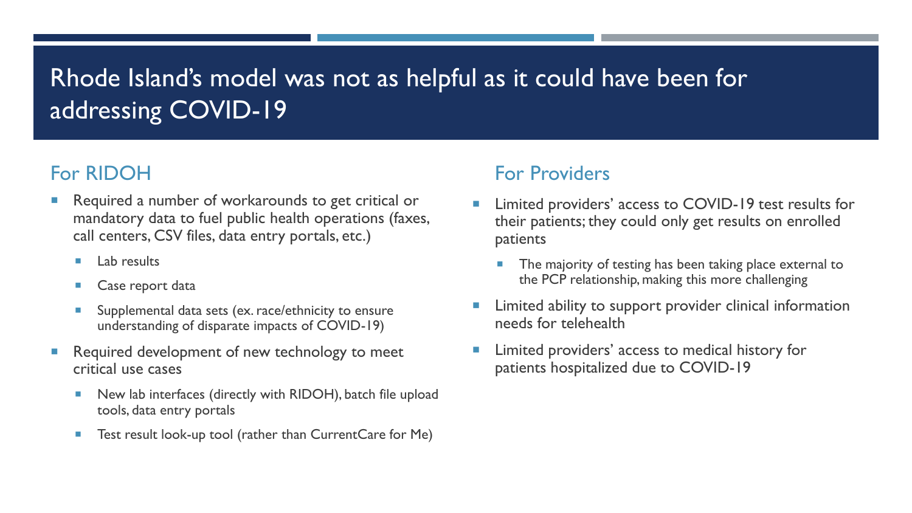# Rhode Island's model was not as helpful as it could have been for addressing COVID-19

## For RIDOH

- Required a number of workarounds to get critical or mandatory data to fuel public health operations (faxes, call centers, CSV files, data entry portals, etc.)
  - Lab results
  - Case report data
  - Supplemental data sets (ex. race/ethnicity to ensure understanding of disparate impacts of COVID-19)
- Required development of new technology to meet critical use cases
  - New lab interfaces (directly with RIDOH), batch file upload tools, data entry portals
  - Test result look-up tool (rather than CurrentCare for Me)

## For Providers

- Limited providers' access to COVID-19 test results for their patients; they could only get results on enrolled patients
  - The majority of testing has been taking place external to the PCP relationship, making this more challenging
- Limited ability to support provider clinical information needs for telehealth
- Limited providers' access to medical history for patients hospitalized due to COVID-19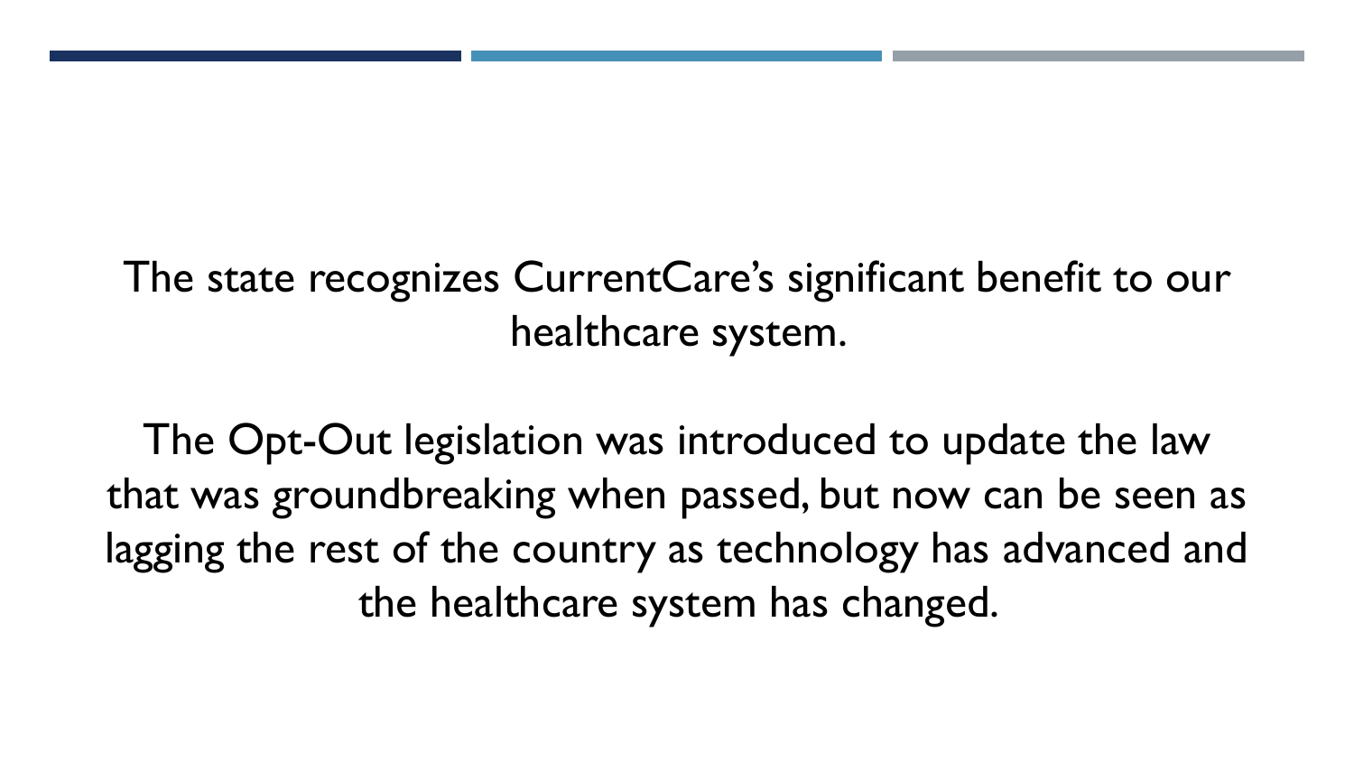The state recognizes CurrentCare's significant benefit to our healthcare system.

The Opt-Out legislation was introduced to update the law that was groundbreaking when passed, but now can be seen as lagging the rest of the country as technology has advanced and the healthcare system has changed.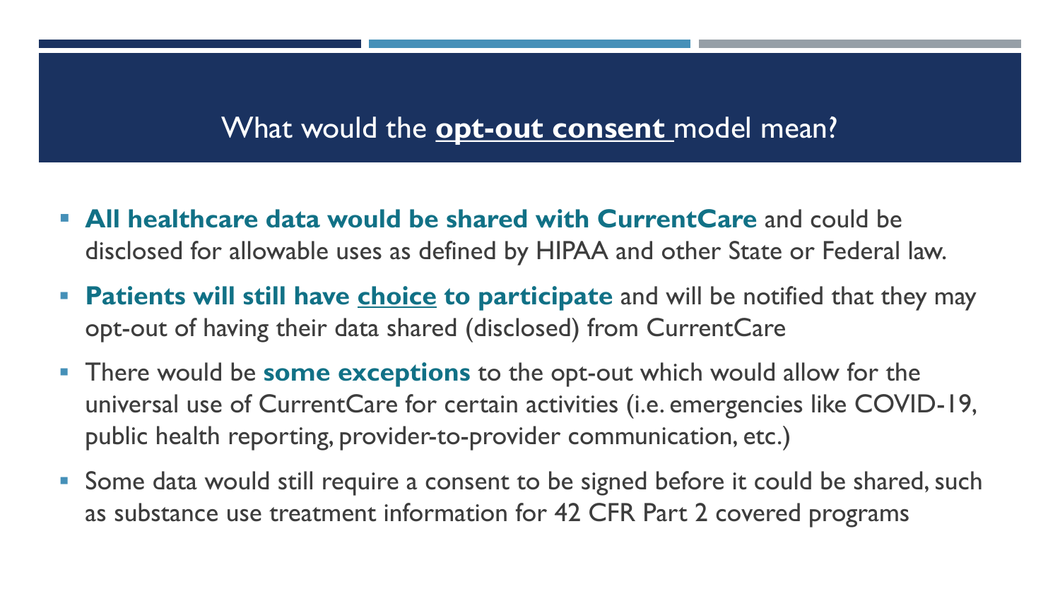# What would the **opt-out consent** model mean?

- **All healthcare data would be shared with CurrentCare** and could be disclosed for allowable uses as defined by HIPAA and other State or Federal law.
- **Patients will still have <u>choice</u> to participate** and will be notified that they may opt-out of having their data shared (disclosed) from CurrentCare
- There would be **some exceptions** to the opt-out which would allow for the universal use of CurrentCare for certain activities (i.e. emergencies like COVID-19, public health reporting, provider-to-provider communication, etc.)
- Some data would still require a consent to be signed before it could be shared, such as substance use treatment information for 42 CFR Part 2 covered programs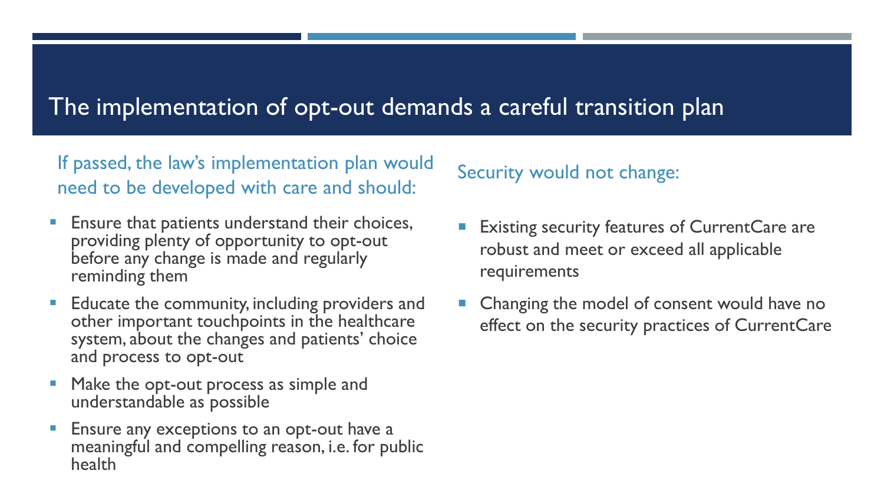# The implementation of opt-out demands a careful transition plan

If passed, the law's implementation plan would need to be developed with care and should:

- Ensure that patients understand their choices, providing plenty of opportunity to opt-out before any change is made and regularly reminding them
- Educate the community, including providers and other important touchpoints in the healthcare system, about the changes and patients' choice and process to opt-out
- Make the opt-out process as simple and understandable as possible
- Ensure any exceptions to an opt-out have a meaningful and compelling reason, i.e. for public health

Security would not change:

- Existing security features of CurrentCare are robust and meet or exceed all applicable requirements
- Changing the model of consent would have no effect on the security practices of CurrentCare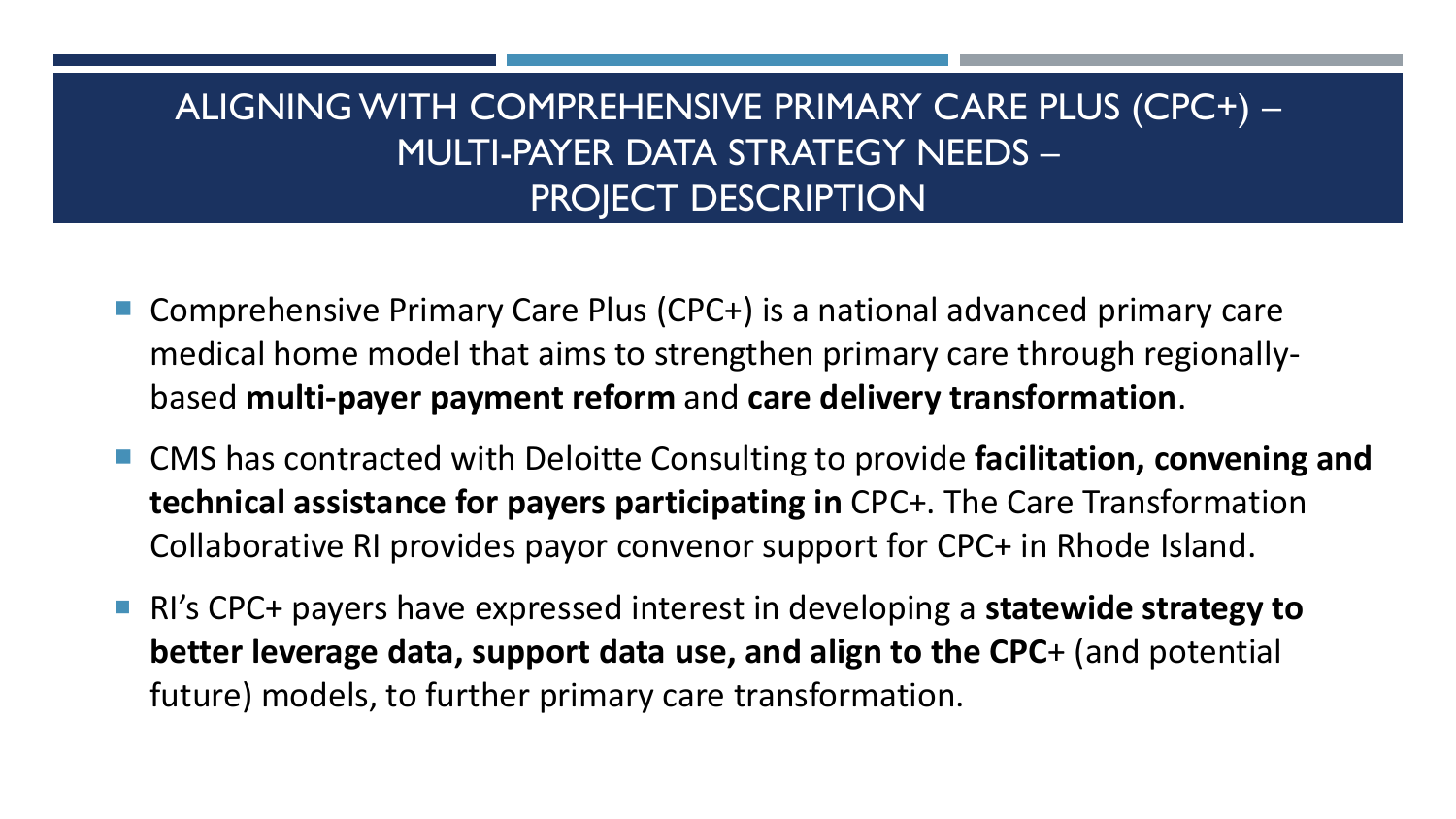# ALIGNING WITH COMPREHENSIVE PRIMARY CARE PLUS (CPC+) – MULTI-PAYER DATA STRATEGY NEEDS – PROJECT DESCRIPTION

- Comprehensive Primary Care Plus (CPC+) is a national advanced primary care medical home model that aims to strengthen primary care through regionally-based **multi-payer payment reform** and **care delivery transformation**.
- CMS has contracted with Deloitte Consulting to provide **facilitation, convening and technical assistance for payers participating in** CPC+. The Care Transformation Collaborative RI provides payor convenor support for CPC+ in Rhode Island.
- RI's CPC+ payers have expressed interest in developing a **statewide strategy to better leverage data, support data use, and align to the CPC**+ (and potential future) models, to further primary care transformation.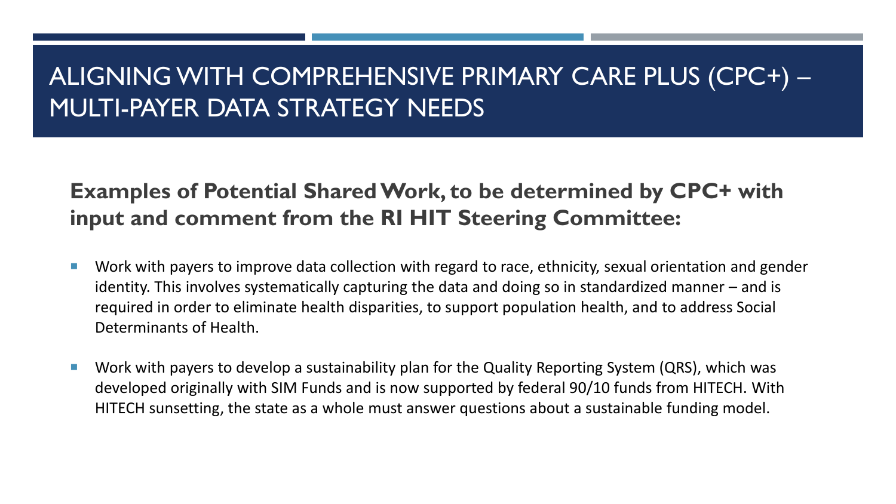# ALIGNING WITH COMPREHENSIVE PRIMARY CARE PLUS (CPC+) – MULTI-PAYER DATA STRATEGY NEEDS

**Examples of Potential Shared Work, to be determined by CPC+ with input and comment from the RI HIT Steering Committee:**

- Work with payers to improve data collection with regard to race, ethnicity, sexual orientation and gender identity. This involves systematically capturing the data and doing so in standardized manner – and is required in order to eliminate health disparities, to support population health, and to address Social Determinants of Health.
- Work with payers to develop a sustainability plan for the Quality Reporting System (QRS), which was developed originally with SIM Funds and is now supported by federal 90/10 funds from HITECH. With HITECH sunsetting, the state as a whole must answer questions about a sustainable funding model.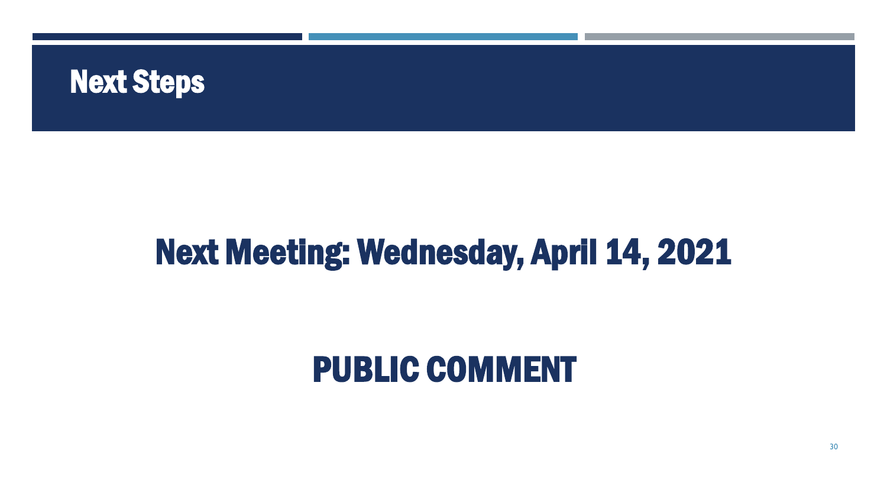# Next Steps

## Next Meeting: Wednesday, April 14, 2021

## PUBLIC COMMENT